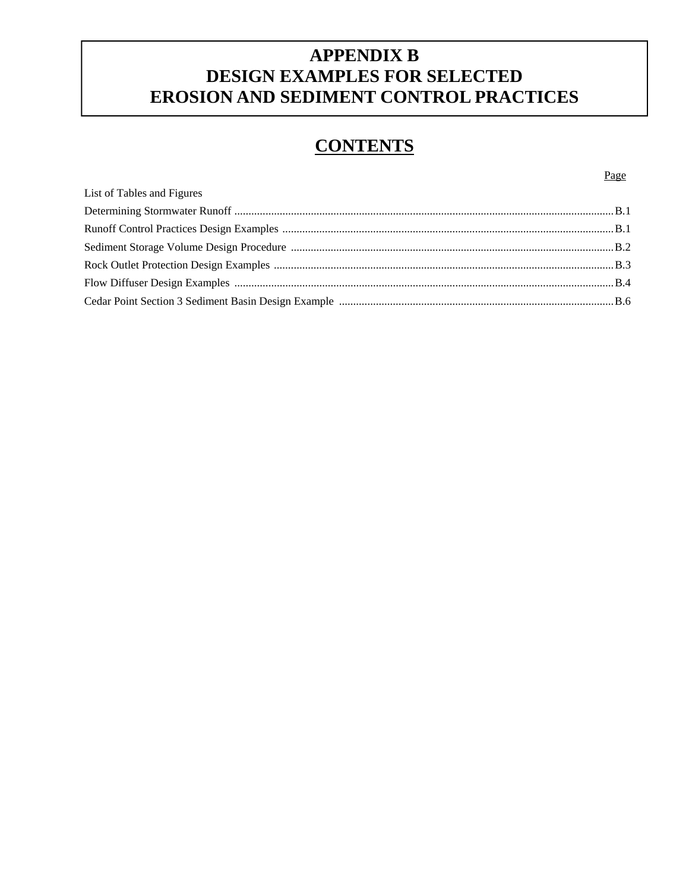# APPENDIX B
# DESIGN EXAMPLES FOR SELECTED EROSION AND SEDIMENT CONTROL PRACTICES

## CONTENTS

| | Page |
|---|---|
| List of Tables and Figures | |
| Determining Stormwater Runoff | B.1 |
| Runoff Control Practices Design Examples | B.1 |
| Sediment Storage Volume Design Procedure | B.2 |
| Rock Outlet Protection Design Examples | B.3 |
| Flow Diffuser Design Examples | B.4 |
| Cedar Point Section 3 Sediment Basin Design Example | B.6 |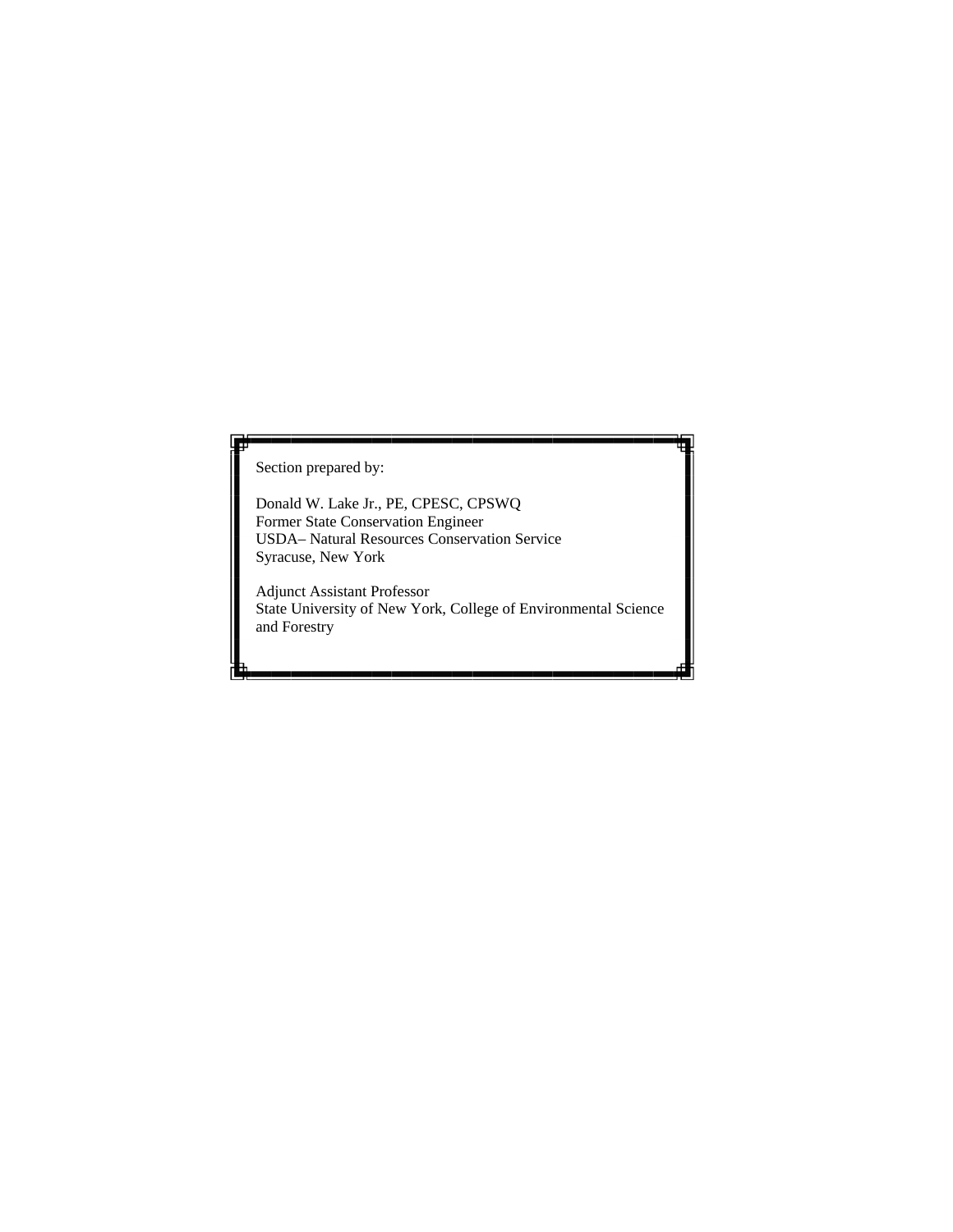Section prepared by:

Donald W. Lake Jr., PE, CPESC, CPSWQ
Former State Conservation Engineer
USDA– Natural Resources Conservation Service
Syracuse, New York

Adjunct Assistant Professor
State University of New York, College of Environmental Science and Forestry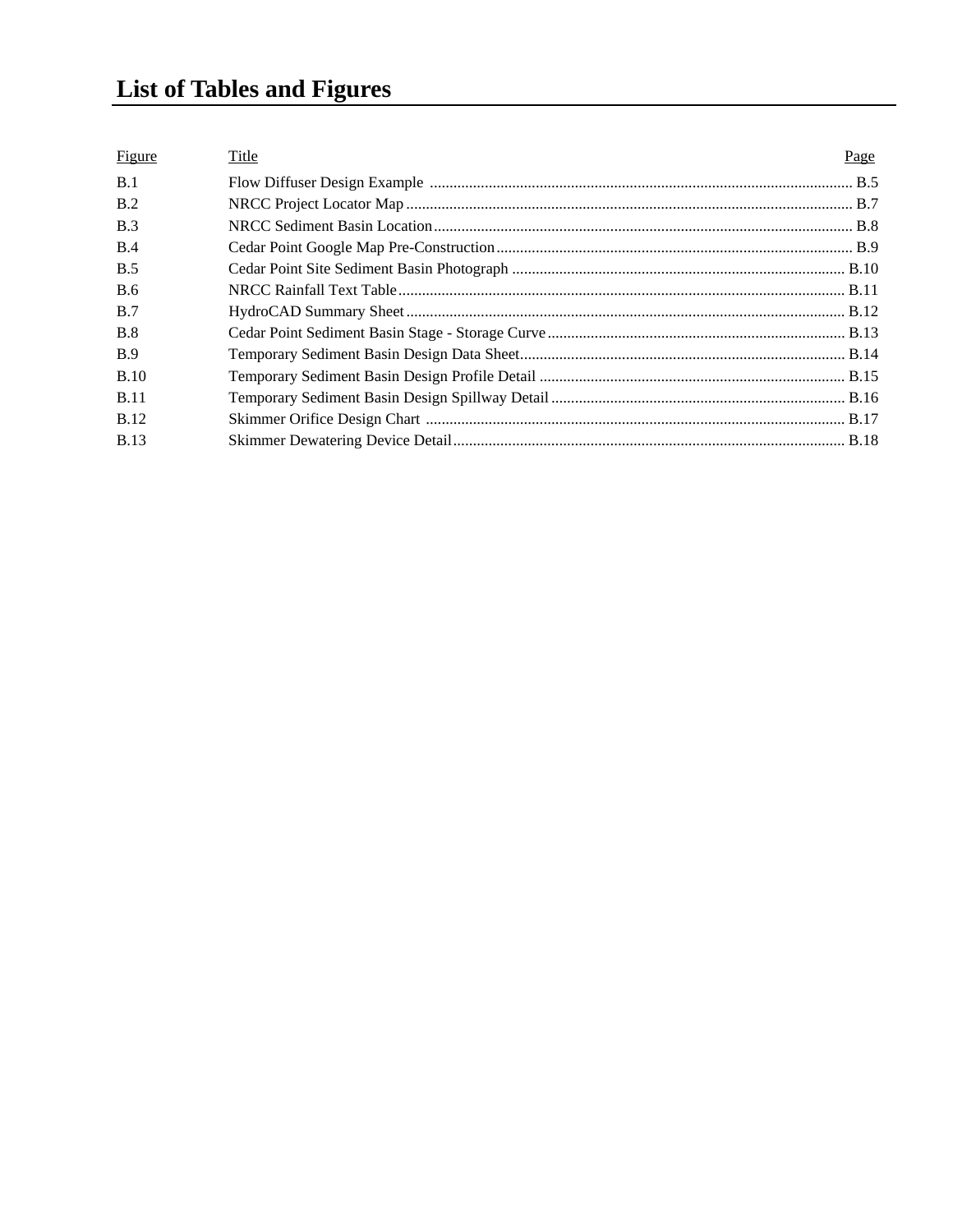# List of Tables and Figures

| Figure | Title | Page |
|---|---|---|
| B.1 | Flow Diffuser Design Example | B.5 |
| B.2 | NRCC Project Locator Map | B.7 |
| B.3 | NRCC Sediment Basin Location | B.8 |
| B.4 | Cedar Point Google Map Pre-Construction | B.9 |
| B.5 | Cedar Point Site Sediment Basin Photograph | B.10 |
| B.6 | NRCC Rainfall Text Table | B.11 |
| B.7 | HydroCAD Summary Sheet | B.12 |
| B.8 | Cedar Point Sediment Basin Stage - Storage Curve | B.13 |
| B.9 | Temporary Sediment Basin Design Data Sheet | B.14 |
| B.10 | Temporary Sediment Basin Design Profile Detail | B.15 |
| B.11 | Temporary Sediment Basin Design Spillway Detail | B.16 |
| B.12 | Skimmer Orifice Design Chart | B.17 |
| B.13 | Skimmer Dewatering Device Detail | B.18 |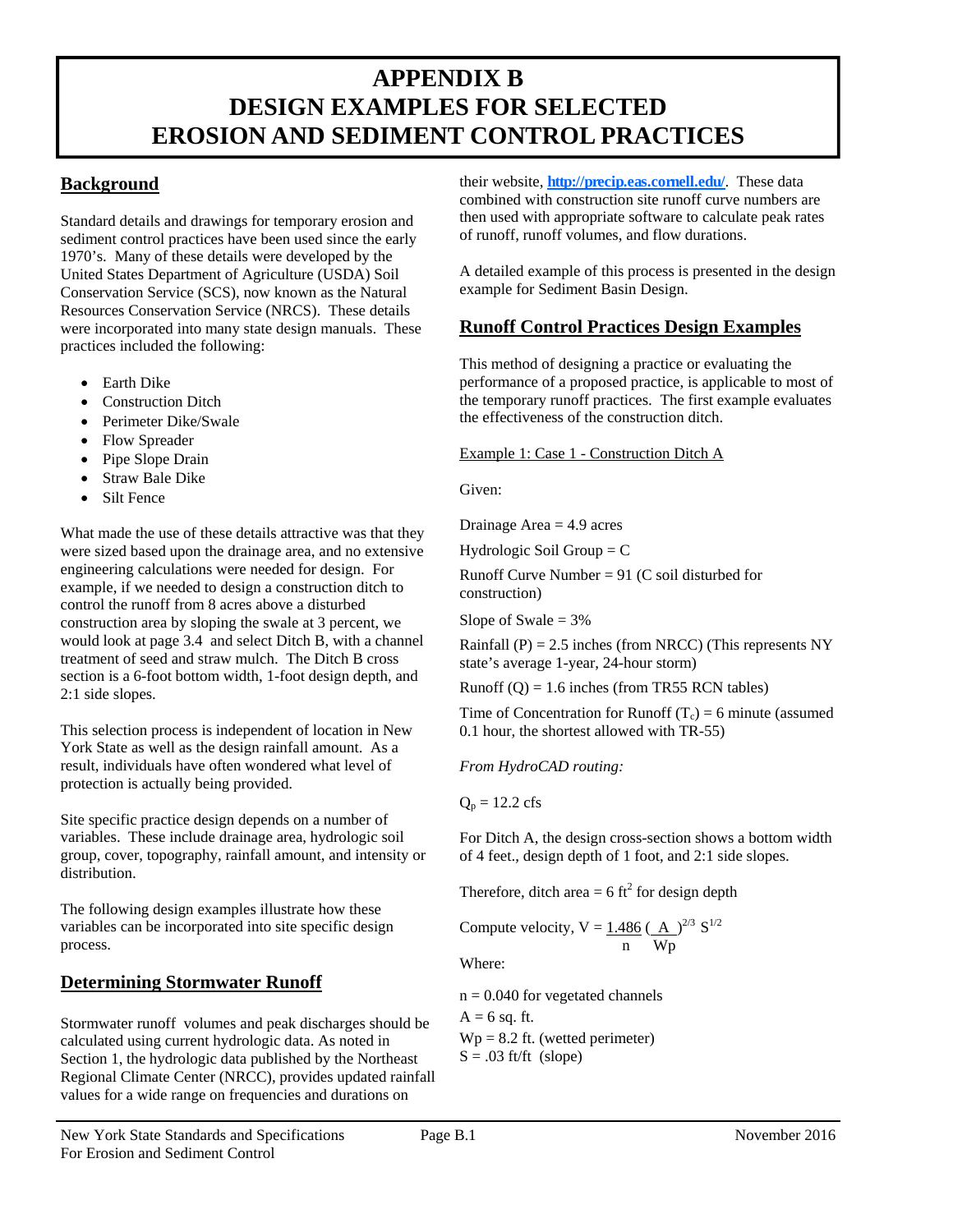# APPENDIX B
# DESIGN EXAMPLES FOR SELECTED EROSION AND SEDIMENT CONTROL PRACTICES

## Background

Standard details and drawings for temporary erosion and sediment control practices have been used since the early 1970's. Many of these details were developed by the United States Department of Agriculture (USDA) Soil Conservation Service (SCS), now known as the Natural Resources Conservation Service (NRCS). These details were incorporated into many state design manuals. These practices included the following:

- Earth Dike
- Construction Ditch
- Perimeter Dike/Swale
- Flow Spreader
- Pipe Slope Drain
- Straw Bale Dike
- Silt Fence

What made the use of these details attractive was that they were sized based upon the drainage area, and no extensive engineering calculations were needed for design. For example, if we needed to design a construction ditch to control the runoff from 8 acres above a disturbed construction area by sloping the swale at 3 percent, we would look at page 3.4 and select Ditch B, with a channel treatment of seed and straw mulch. The Ditch B cross section is a 6-foot bottom width, 1-foot design depth, and 2:1 side slopes.

This selection process is independent of location in New York State as well as the design rainfall amount. As a result, individuals have often wondered what level of protection is actually being provided.

Site specific practice design depends on a number of variables. These include drainage area, hydrologic soil group, cover, topography, rainfall amount, and intensity or distribution.

The following design examples illustrate how these variables can be incorporated into site specific design process.

## Determining Stormwater Runoff

Stormwater runoff volumes and peak discharges should be calculated using current hydrologic data. As noted in Section 1, the hydrologic data published by the Northeast Regional Climate Center (NRCC), provides updated rainfall values for a wide range on frequencies and durations on their website, **http://precip.eas.cornell.edu/**. These data combined with construction site runoff curve numbers are then used with appropriate software to calculate peak rates of runoff, runoff volumes, and flow durations.

A detailed example of this process is presented in the design example for Sediment Basin Design.

## Runoff Control Practices Design Examples

This method of designing a practice or evaluating the performance of a proposed practice, is applicable to most of the temporary runoff practices. The first example evaluates the effectiveness of the construction ditch.

Example 1: Case 1 - Construction Ditch A

Given:

Drainage Area = 4.9 acres

Hydrologic Soil Group = C

Runoff Curve Number = 91 (C soil disturbed for construction)

Slope of Swale = 3%

Rainfall (P) = 2.5 inches (from NRCC) (This represents NY state's average 1-year, 24-hour storm)

Runoff (Q) = 1.6 inches (from TR55 RCN tables)

Time of Concentration for Runoff ($T_c$) = 6 minute (assumed 0.1 hour, the shortest allowed with TR-55)

*From HydroCAD routing:*

$Q_p$ = 12.2 cfs

For Ditch A, the design cross-section shows a bottom width of 4 feet., design depth of 1 foot, and 2:1 side slopes.

Therefore, ditch area = 6 ft$^2$ for design depth

Compute velocity, $V = \frac{1.486}{n} \left(\frac{A}{Wp}\right)^{2/3} S^{1/2}$

Where:

n = 0.040 for vegetated channels
A = 6 sq. ft.
Wp = 8.2 ft. (wetted perimeter)
S = .03 ft/ft (slope)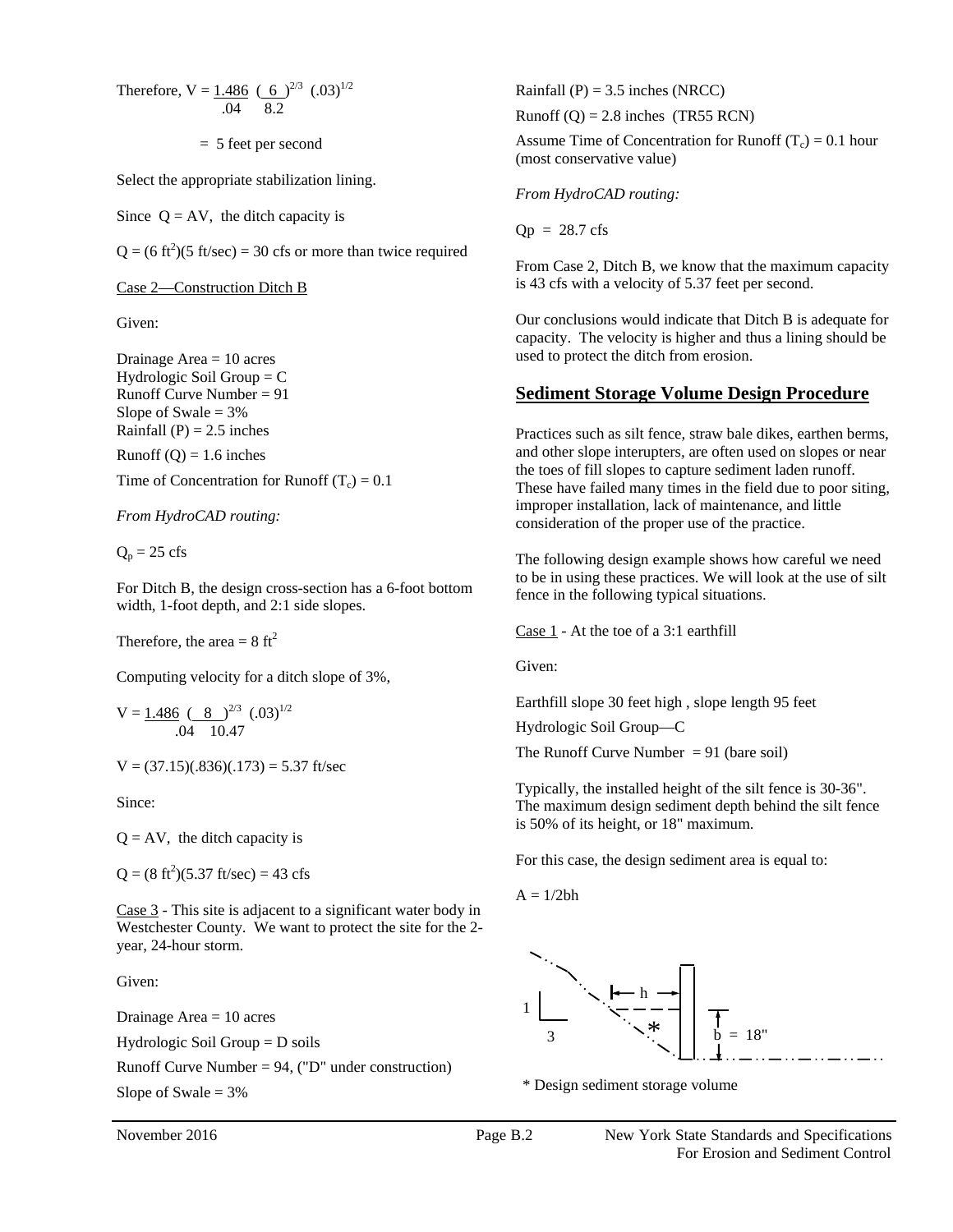Therefore, $V = \frac{1.486}{.04} \left(\frac{6}{8.2}\right)^{2/3} (.03)^{1/2}$

$= 5$ feet per second

Select the appropriate stabilization lining.

Since $Q = AV$, the ditch capacity is

$Q = (6 \text{ ft}^2)(5 \text{ ft/sec}) = 30$ cfs or more than twice required

Case 2—Construction Ditch B

Given:

Drainage Area = 10 acres
Hydrologic Soil Group = C
Runoff Curve Number = 91
Slope of Swale = 3%
Rainfall (P) = 2.5 inches

Runoff (Q) = 1.6 inches

Time of Concentration for Runoff ($T_c$) = 0.1

*From HydroCAD routing:*

$Q_p = 25$ cfs

For Ditch B, the design cross-section has a 6-foot bottom width, 1-foot depth, and 2:1 side slopes.

Therefore, the area = 8 $\text{ft}^2$

Computing velocity for a ditch slope of 3%,

$V = \frac{1.486}{.04} \left(\frac{8}{10.47}\right)^{2/3} (.03)^{1/2}$

$V = (37.15)(.836)(.173) = 5.37$ ft/sec

Since:

$Q = AV$, the ditch capacity is

$Q = (8 \text{ ft}^2)(5.37 \text{ ft/sec}) = 43$ cfs

Case 3 - This site is adjacent to a significant water body in Westchester County. We want to protect the site for the 2-year, 24-hour storm.

Given:

Drainage Area = 10 acres

Hydrologic Soil Group = D soils

Runoff Curve Number = 94, ("D" under construction)

Slope of Swale = 3%

Rainfall (P) = 3.5 inches (NRCC)

Runoff (Q) = 2.8 inches (TR55 RCN)

Assume Time of Concentration for Runoff ($T_c$) = 0.1 hour (most conservative value)

*From HydroCAD routing:*

Qp = 28.7 cfs

From Case 2, Ditch B, we know that the maximum capacity is 43 cfs with a velocity of 5.37 feet per second.

Our conclusions would indicate that Ditch B is adequate for capacity. The velocity is higher and thus a lining should be used to protect the ditch from erosion.

## Sediment Storage Volume Design Procedure

Practices such as silt fence, straw bale dikes, earthen berms, and other slope interupters, are often used on slopes or near the toes of fill slopes to capture sediment laden runoff. These have failed many times in the field due to poor siting, improper installation, lack of maintenance, and little consideration of the proper use of the practice.

The following design example shows how careful we need to be in using these practices. We will look at the use of silt fence in the following typical situations.

Case 1 - At the toe of a 3:1 earthfill

Given:

Earthfill slope 30 feet high , slope length 95 feet

Hydrologic Soil Group—C

The Runoff Curve Number = 91 (bare soil)

Typically, the installed height of the silt fence is 30-36". The maximum design sediment depth behind the silt fence is 50% of its height, or 18" maximum.

For this case, the design sediment area is equal to:

$A = 1/2bh$

1 3 h * b = 18"

* Design sediment storage volume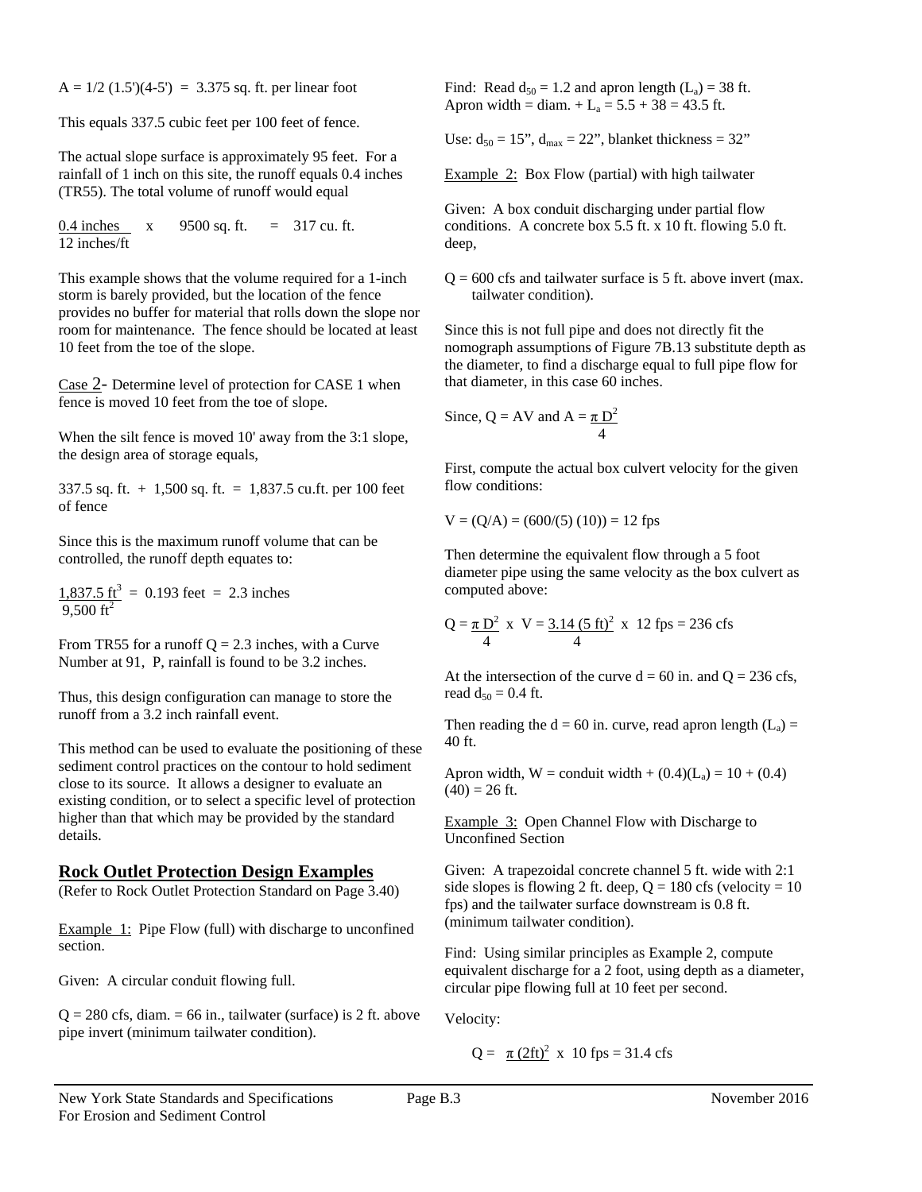$A = 1/2\ (1.5')(4\text{-}5') = 3.375$ sq. ft. per linear foot

This equals 337.5 cubic feet per 100 feet of fence.

The actual slope surface is approximately 95 feet. For a rainfall of 1 inch on this site, the runoff equals 0.4 inches (TR55). The total volume of runoff would equal

$$\frac{0.4 \text{ inches}}{12 \text{ inches/ft}} \times 9500 \text{ sq. ft.} = 317 \text{ cu. ft.}$$

This example shows that the volume required for a 1-inch storm is barely provided, but the location of the fence provides no buffer for material that rolls down the slope nor room for maintenance. The fence should be located at least 10 feet from the toe of the slope.

Case 2- Determine level of protection for CASE 1 when fence is moved 10 feet from the toe of slope.

When the silt fence is moved 10' away from the 3:1 slope, the design area of storage equals,

337.5 sq. ft. + 1,500 sq. ft. = 1,837.5 cu.ft. per 100 feet of fence

Since this is the maximum runoff volume that can be controlled, the runoff depth equates to:

$$\frac{1{,}837.5 \text{ ft}^3}{9{,}500 \text{ ft}^2} = 0.193 \text{ feet} = 2.3 \text{ inches}$$

From TR55 for a runoff Q = 2.3 inches, with a Curve Number at 91, P, rainfall is found to be 3.2 inches.

Thus, this design configuration can manage to store the runoff from a 3.2 inch rainfall event.

This method can be used to evaluate the positioning of these sediment control practices on the contour to hold sediment close to its source. It allows a designer to evaluate an existing condition, or to select a specific level of protection higher than that which may be provided by the standard details.

## Rock Outlet Protection Design Examples

(Refer to Rock Outlet Protection Standard on Page 3.40)

Example 1: Pipe Flow (full) with discharge to unconfined section.

Given: A circular conduit flowing full.

Q = 280 cfs, diam. = 66 in., tailwater (surface) is 2 ft. above pipe invert (minimum tailwater condition).

Find: Read $d_{50} = 1.2$ and apron length $(L_a) = 38$ ft.
Apron width = diam. + $L_a$ = 5.5 + 38 = 43.5 ft.

Use: $d_{50}$ = 15", $d_{max}$ = 22", blanket thickness = 32"

Example 2: Box Flow (partial) with high tailwater

Given: A box conduit discharging under partial flow conditions. A concrete box 5.5 ft. x 10 ft. flowing 5.0 ft. deep,

Q = 600 cfs and tailwater surface is 5 ft. above invert (max. tailwater condition).

Since this is not full pipe and does not directly fit the nomograph assumptions of Figure 7B.13 substitute depth as the diameter, to find a discharge equal to full pipe flow for that diameter, in this case 60 inches.

Since, $Q = AV$ and $A = \frac{\pi D^2}{4}$

First, compute the actual box culvert velocity for the given flow conditions:

$V = (Q/A) = (600/(5)(10)) = 12$ fps

Then determine the equivalent flow through a 5 foot diameter pipe using the same velocity as the box culvert as computed above:

$$Q = \frac{\pi D^2}{4} \times V = \frac{3.14\ (5 \text{ ft})^2}{4} \times 12 \text{ fps} = 236 \text{ cfs}$$

At the intersection of the curve d = 60 in. and Q = 236 cfs, read $d_{50} = 0.4$ ft.

Then reading the d = 60 in. curve, read apron length $(L_a)$ = 40 ft.

Apron width, W = conduit width + $(0.4)(L_a)$ = 10 + (0.4)(40) = 26 ft.

Example 3: Open Channel Flow with Discharge to Unconfined Section

Given: A trapezoidal concrete channel 5 ft. wide with 2:1 side slopes is flowing 2 ft. deep, Q = 180 cfs (velocity = 10 fps) and the tailwater surface downstream is 0.8 ft. (minimum tailwater condition).

Find: Using similar principles as Example 2, compute equivalent discharge for a 2 foot, using depth as a diameter, circular pipe flowing full at 10 feet per second.

Velocity:

$$Q = \pi\ (2\text{ft})^2 \times 10 \text{ fps} = 31.4 \text{ cfs}$$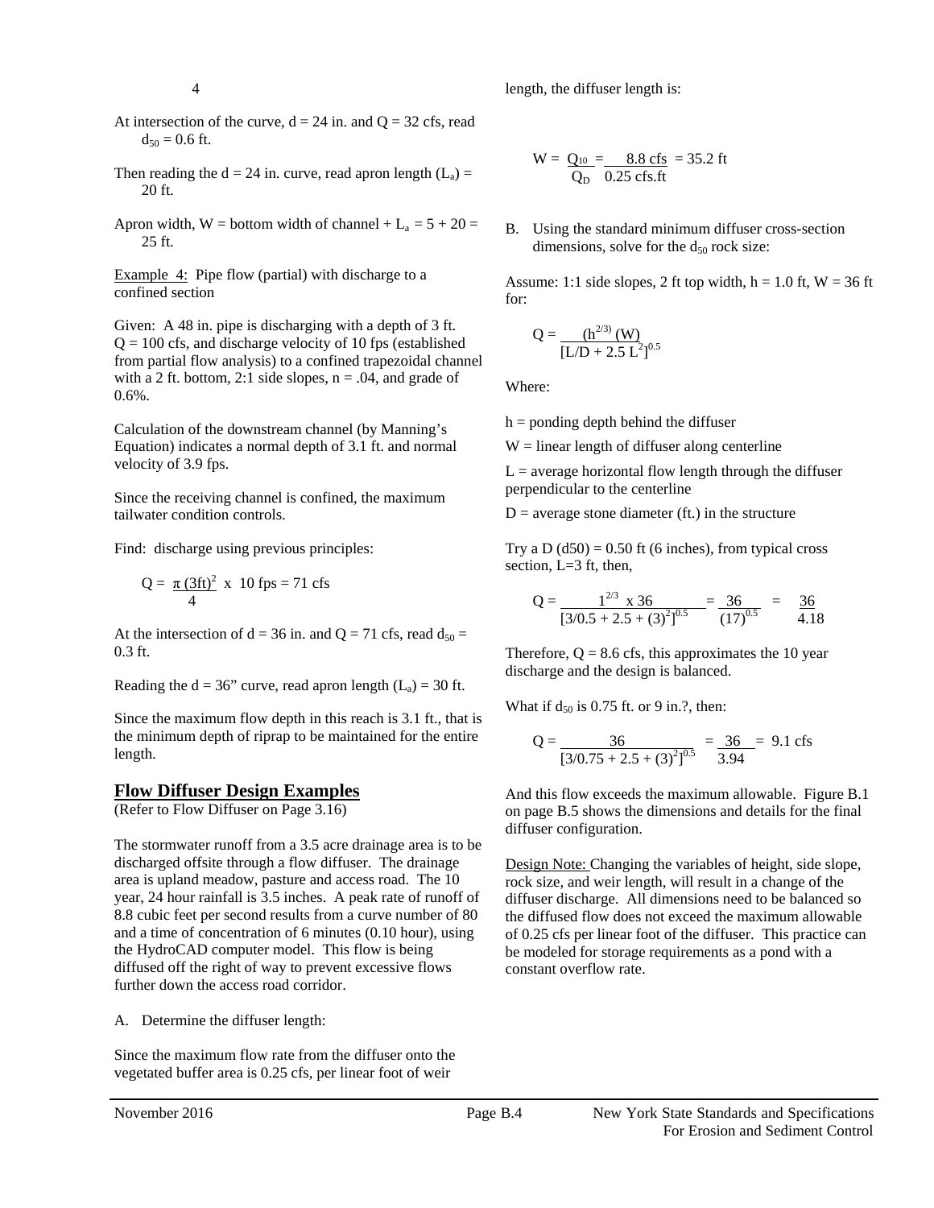4

At intersection of the curve, d = 24 in. and Q = 32 cfs, read $d_{50}$ = 0.6 ft.

Then reading the d = 24 in. curve, read apron length ($L_a$) = 20 ft.

Apron width, W = bottom width of channel + $L_a$ = 5 + 20 = 25 ft.

Example 4: Pipe flow (partial) with discharge to a confined section

Given: A 48 in. pipe is discharging with a depth of 3 ft. Q = 100 cfs, and discharge velocity of 10 fps (established from partial flow analysis) to a confined trapezoidal channel with a 2 ft. bottom, 2:1 side slopes, n = .04, and grade of 0.6%.

Calculation of the downstream channel (by Manning's Equation) indicates a normal depth of 3.1 ft. and normal velocity of 3.9 fps.

Since the receiving channel is confined, the maximum tailwater condition controls.

Find: discharge using previous principles:

$$Q = \frac{\pi\,(3\text{ft})^2}{4} \times 10 \text{ fps} = 71 \text{ cfs}$$

At the intersection of d = 36 in. and Q = 71 cfs, read $d_{50}$ = 0.3 ft.

Reading the d = 36" curve, read apron length ($L_a$) = 30 ft.

Since the maximum flow depth in this reach is 3.1 ft., that is the minimum depth of riprap to be maintained for the entire length.

## Flow Diffuser Design Examples

(Refer to Flow Diffuser on Page 3.16)

The stormwater runoff from a 3.5 acre drainage area is to be discharged offsite through a flow diffuser. The drainage area is upland meadow, pasture and access road. The 10 year, 24 hour rainfall is 3.5 inches. A peak rate of runoff of 8.8 cubic feet per second results from a curve number of 80 and a time of concentration of 6 minutes (0.10 hour), using the HydroCAD computer model. This flow is being diffused off the right of way to prevent excessive flows further down the access road corridor.

A. Determine the diffuser length:

Since the maximum flow rate from the diffuser onto the vegetated buffer area is 0.25 cfs, per linear foot of weir length, the diffuser length is:

$$W = \frac{Q_{10}}{Q_D} = \frac{8.8 \text{ cfs}}{0.25 \text{ cfs.ft}} = 35.2 \text{ ft}$$

B. Using the standard minimum diffuser cross-section dimensions, solve for the $d_{50}$ rock size:

Assume: 1:1 side slopes, 2 ft top width, h = 1.0 ft, W = 36 ft for:

$$Q = \frac{(h^{2/3})\,(W)}{[L/D + 2.5\,L^2]^{0.5}}$$

Where:

h = ponding depth behind the diffuser

W = linear length of diffuser along centerline

L = average horizontal flow length through the diffuser perpendicular to the centerline

D = average stone diameter (ft.) in the structure

Try a D (d50) = 0.50 ft (6 inches), from typical cross section, L=3 ft, then,

$$Q = \frac{1^{2/3} \times 36}{[3/0.5 + 2.5 + (3)^2]^{0.5}} = \frac{36}{(17)^{0.5}} = \frac{36}{4.18}$$

Therefore, Q = 8.6 cfs, this approximates the 10 year discharge and the design is balanced.

What if $d_{50}$ is 0.75 ft. or 9 in.?, then:

$$Q = \frac{36}{[3/0.75 + 2.5 + (3)^2]^{0.5}} = \frac{36}{3.94} = 9.1 \text{ cfs}$$

And this flow exceeds the maximum allowable. Figure B.1 on page B.5 shows the dimensions and details for the final diffuser configuration.

Design Note: Changing the variables of height, side slope, rock size, and weir length, will result in a change of the diffuser discharge. All dimensions need to be balanced so the diffused flow does not exceed the maximum allowable of 0.25 cfs per linear foot of the diffuser. This practice can be modeled for storage requirements as a pond with a constant overflow rate.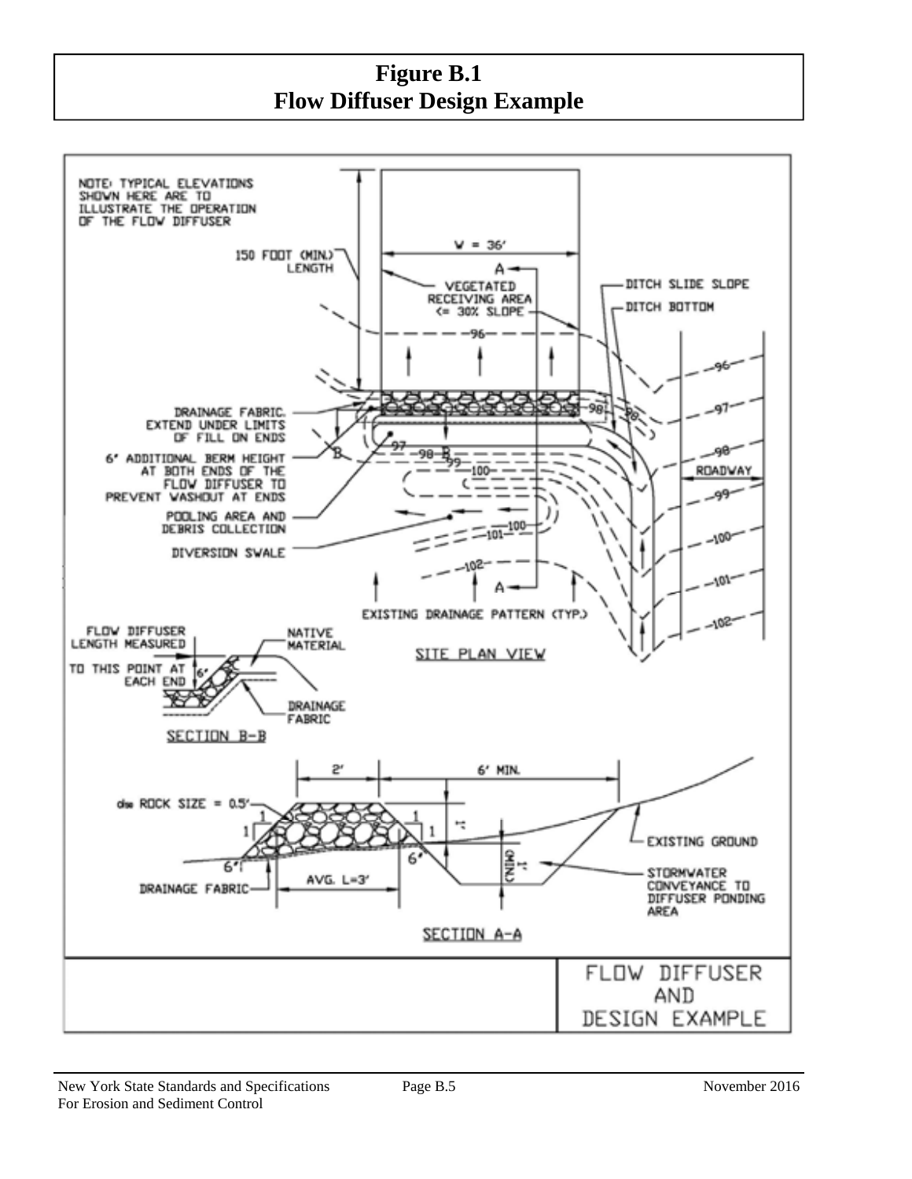# Figure B.1
# Flow Diffuser Design Example

NOTE: TYPICAL ELEVATIONS SHOWN HERE ARE TO ILLUSTRATE THE OPERATION OF THE FLOW DIFFUSER

150 FOOT (MIN.) LENGTH

W = 36'

VEGETATED RECEIVING AREA <= 30% SLOPE

DITCH SLIDE SLOPE

DITCH BOTTOM

DRAINAGE FABRIC. EXTEND UNDER LIMITS OF FILL ON ENDS

6" ADDITIONAL BERM HEIGHT AT BOTH ENDS OF THE FLOW DIFFUSER TO PREVENT WASHOUT AT ENDS

POOLING AREA AND DEBRIS COLLECTION

DIVERSION SWALE

ROADWAY

EXISTING DRAINAGE PATTERN (TYP.)

SITE PLAN VIEW

FLOW DIFFUSER LENGTH MEASURED TO THIS POINT AT EACH END

NATIVE MATERIAL

DRAINAGE FABRIC

SECTION B-B

$d_{50}$ ROCK SIZE = 0.5'

2'

6' MIN.

AVG. L=3'

DRAINAGE FABRIC

EXISTING GROUND

STORMWATER CONVEYANCE TO DIFFUSER PONDING AREA

SECTION A-A

FLOW DIFFUSER AND DESIGN EXAMPLE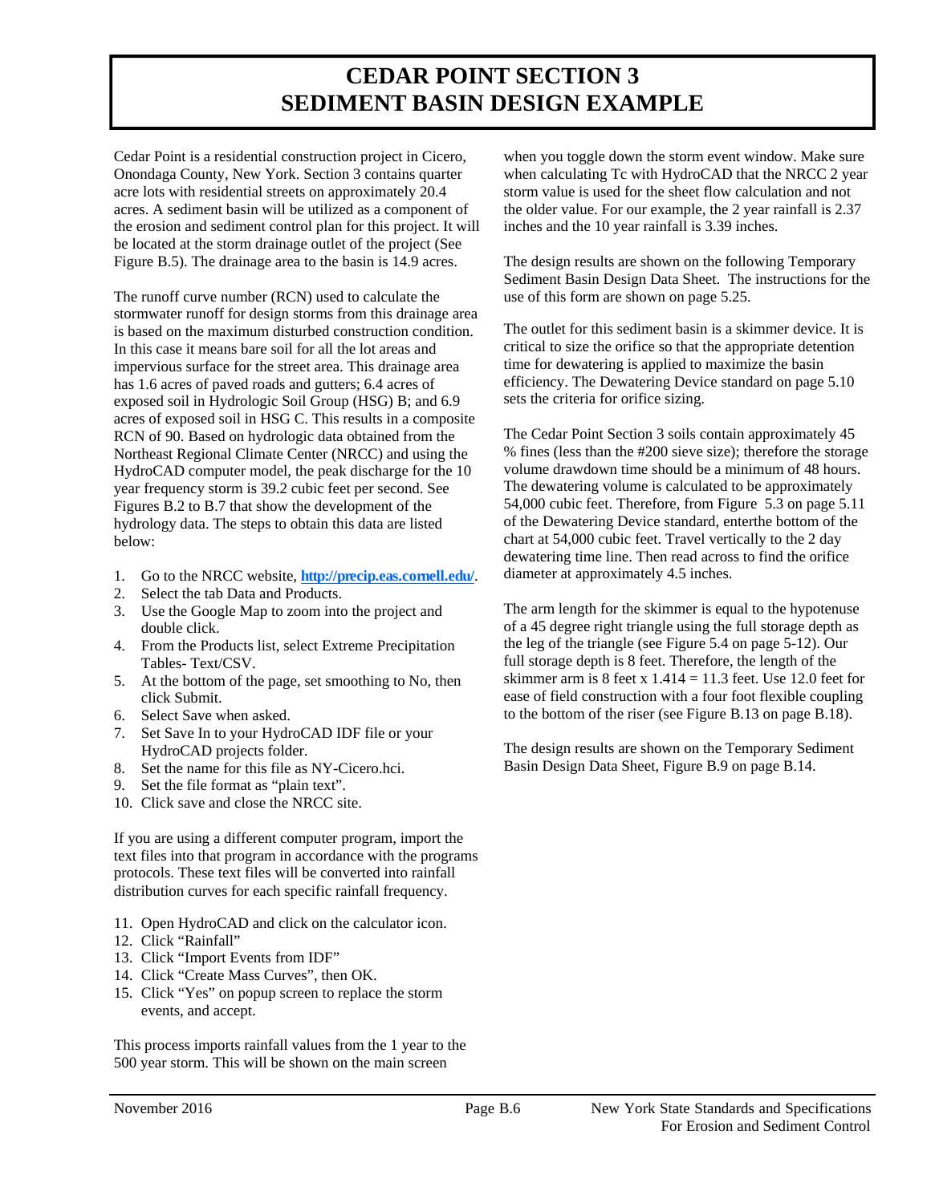# CEDAR POINT SECTION 3 SEDIMENT BASIN DESIGN EXAMPLE

Cedar Point is a residential construction project in Cicero, Onondaga County, New York. Section 3 contains quarter acre lots with residential streets on approximately 20.4 acres. A sediment basin will be utilized as a component of the erosion and sediment control plan for this project. It will be located at the storm drainage outlet of the project (See Figure B.5). The drainage area to the basin is 14.9 acres.

The runoff curve number (RCN) used to calculate the stormwater runoff for design storms from this drainage area is based on the maximum disturbed construction condition. In this case it means bare soil for all the lot areas and impervious surface for the street area. This drainage area has 1.6 acres of paved roads and gutters; 6.4 acres of exposed soil in Hydrologic Soil Group (HSG) B; and 6.9 acres of exposed soil in HSG C. This results in a composite RCN of 90. Based on hydrologic data obtained from the Northeast Regional Climate Center (NRCC) and using the HydroCAD computer model, the peak discharge for the 10 year frequency storm is 39.2 cubic feet per second. See Figures B.2 to B.7 that show the development of the hydrology data. The steps to obtain this data are listed below:

1. Go to the NRCC website, http://precip.eas.cornell.edu/.
2. Select the tab Data and Products.
3. Use the Google Map to zoom into the project and double click.
4. From the Products list, select Extreme Precipitation Tables- Text/CSV.
5. At the bottom of the page, set smoothing to No, then click Submit.
6. Select Save when asked.
7. Set Save In to your HydroCAD IDF file or your HydroCAD projects folder.
8. Set the name for this file as NY-Cicero.hci.
9. Set the file format as "plain text".
10. Click save and close the NRCC site.

If you are using a different computer program, import the text files into that program in accordance with the programs protocols. These text files will be converted into rainfall distribution curves for each specific rainfall frequency.

11. Open HydroCAD and click on the calculator icon.
12. Click "Rainfall"
13. Click "Import Events from IDF"
14. Click "Create Mass Curves", then OK.
15. Click "Yes" on popup screen to replace the storm events, and accept.

This process imports rainfall values from the 1 year to the 500 year storm. This will be shown on the main screen when you toggle down the storm event window. Make sure when calculating Tc with HydroCAD that the NRCC 2 year storm value is used for the sheet flow calculation and not the older value. For our example, the 2 year rainfall is 2.37 inches and the 10 year rainfall is 3.39 inches.

The design results are shown on the following Temporary Sediment Basin Design Data Sheet. The instructions for the use of this form are shown on page 5.25.

The outlet for this sediment basin is a skimmer device. It is critical to size the orifice so that the appropriate detention time for dewatering is applied to maximize the basin efficiency. The Dewatering Device standard on page 5.10 sets the criteria for orifice sizing.

The Cedar Point Section 3 soils contain approximately 45 % fines (less than the #200 sieve size); therefore the storage volume drawdown time should be a minimum of 48 hours. The dewatering volume is calculated to be approximately 54,000 cubic feet. Therefore, from Figure 5.3 on page 5.11 of the Dewatering Device standard, enterthe bottom of the chart at 54,000 cubic feet. Travel vertically to the 2 day dewatering time line. Then read across to find the orifice diameter at approximately 4.5 inches.

The arm length for the skimmer is equal to the hypotenuse of a 45 degree right triangle using the full storage depth as the leg of the triangle (see Figure 5.4 on page 5-12). Our full storage depth is 8 feet. Therefore, the length of the skimmer arm is 8 feet x 1.414 = 11.3 feet. Use 12.0 feet for ease of field construction with a four foot flexible coupling to the bottom of the riser (see Figure B.13 on page B.18).

The design results are shown on the Temporary Sediment Basin Design Data Sheet, Figure B.9 on page B.14.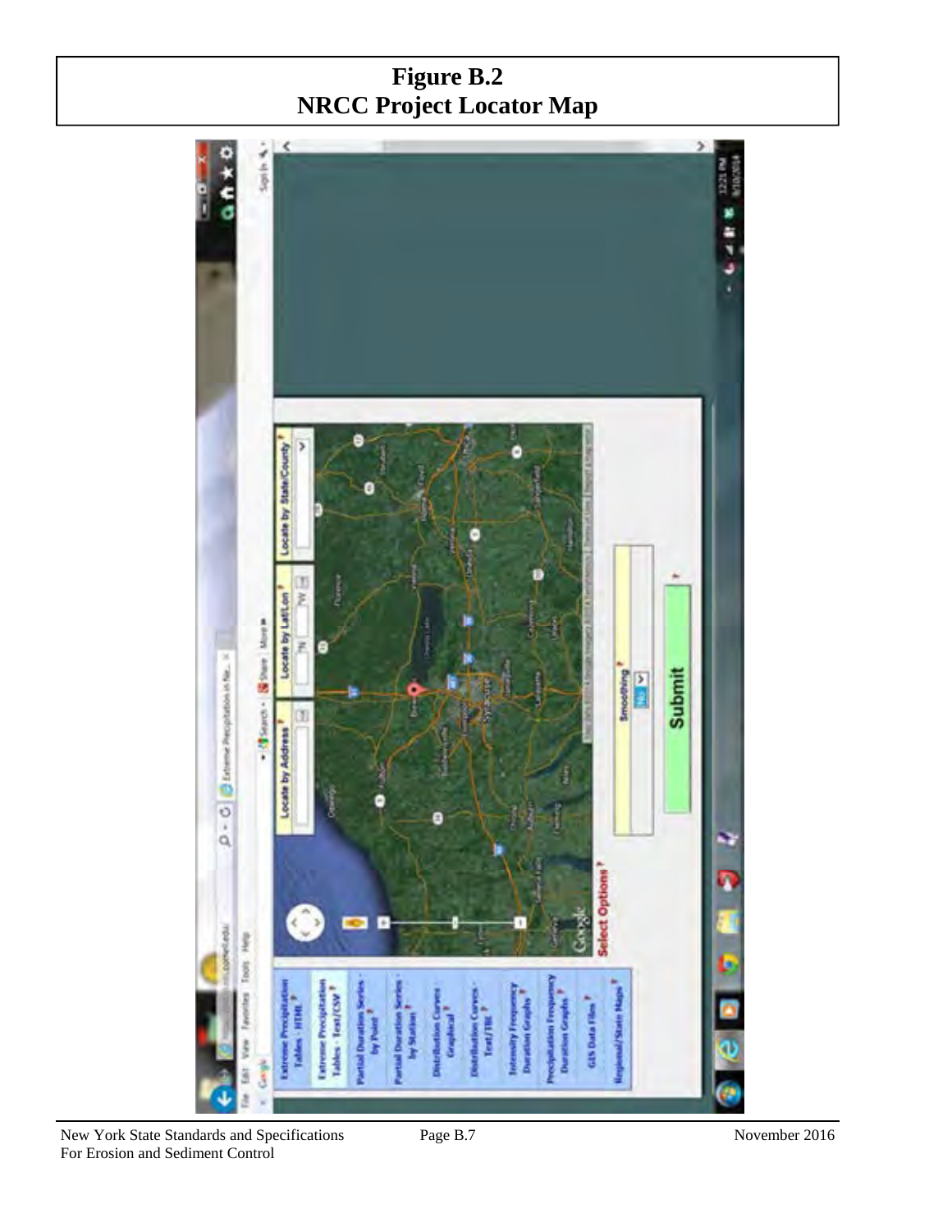# Figure B.2
# NRCC Project Locator Map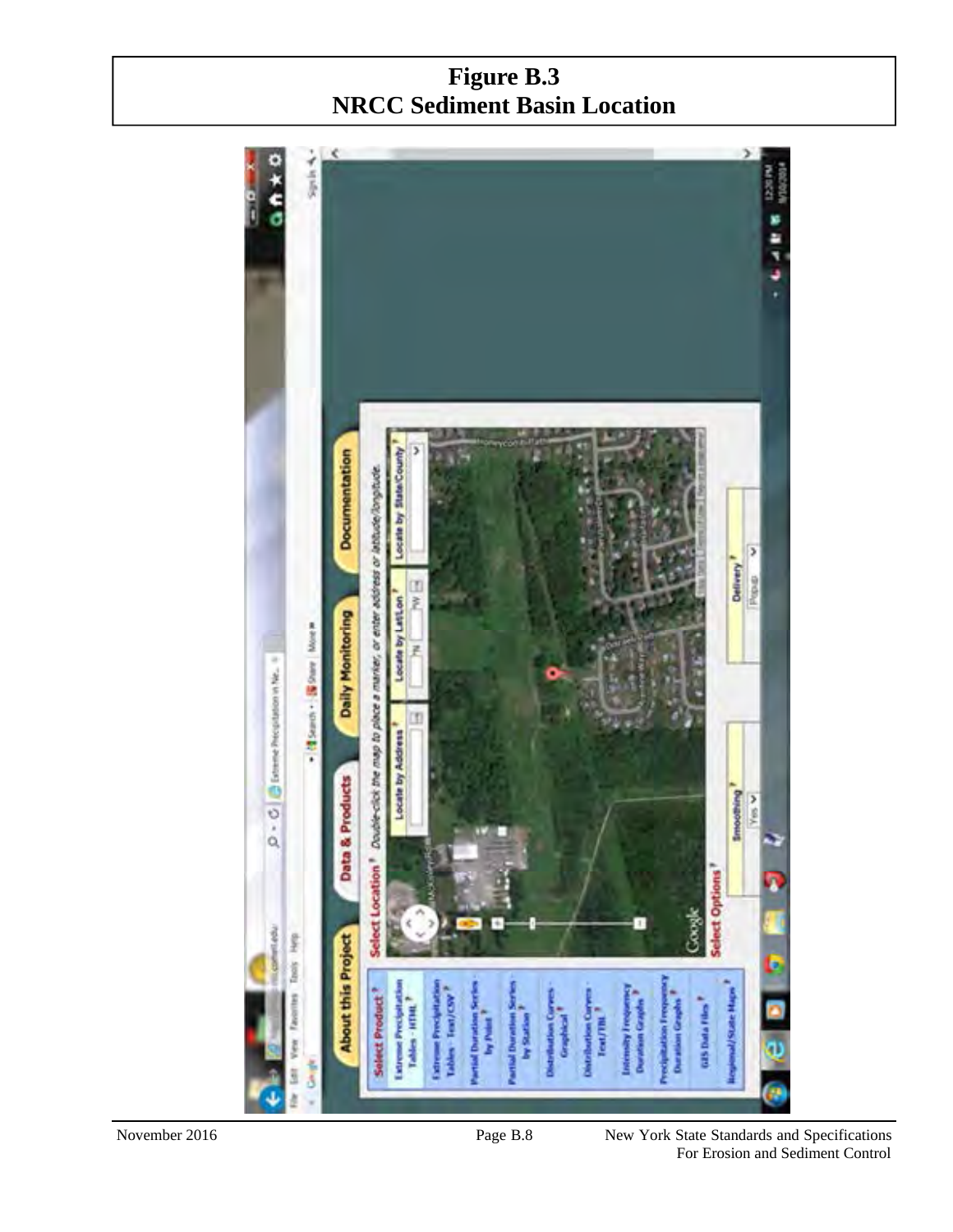# Figure B.3
## NRCC Sediment Basin Location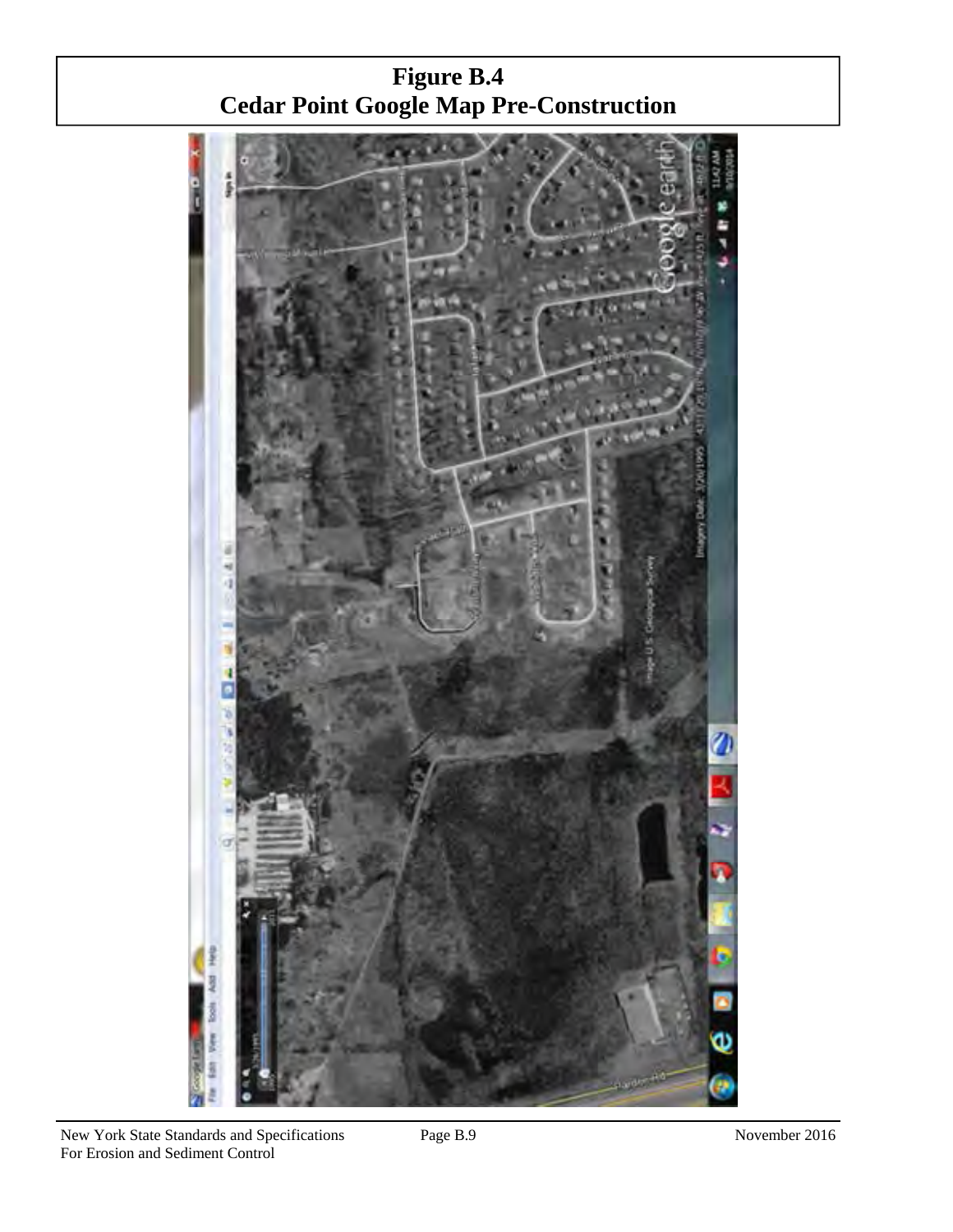# Figure B.4
# Cedar Point Google Map Pre-Construction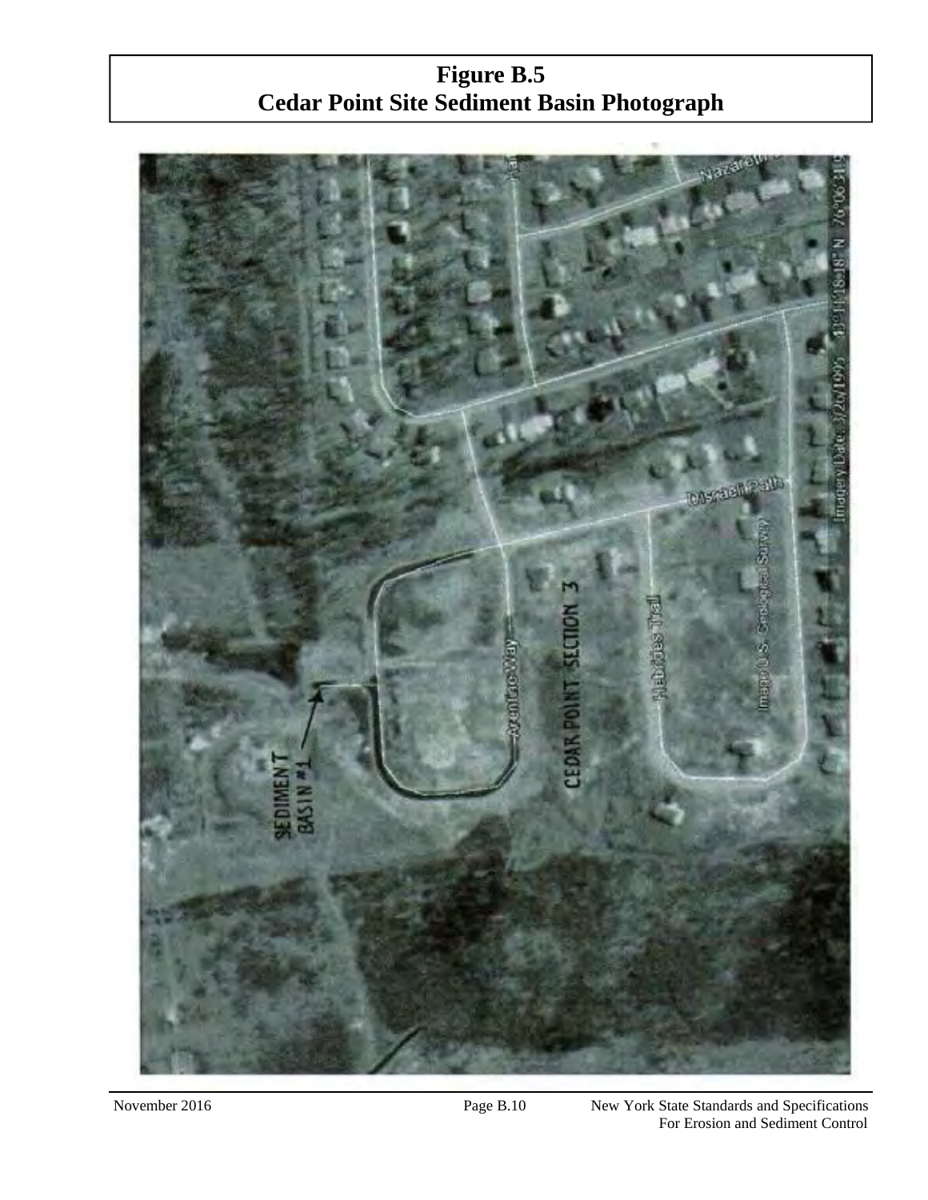# Figure B.5
# Cedar Point Site Sediment Basin Photograph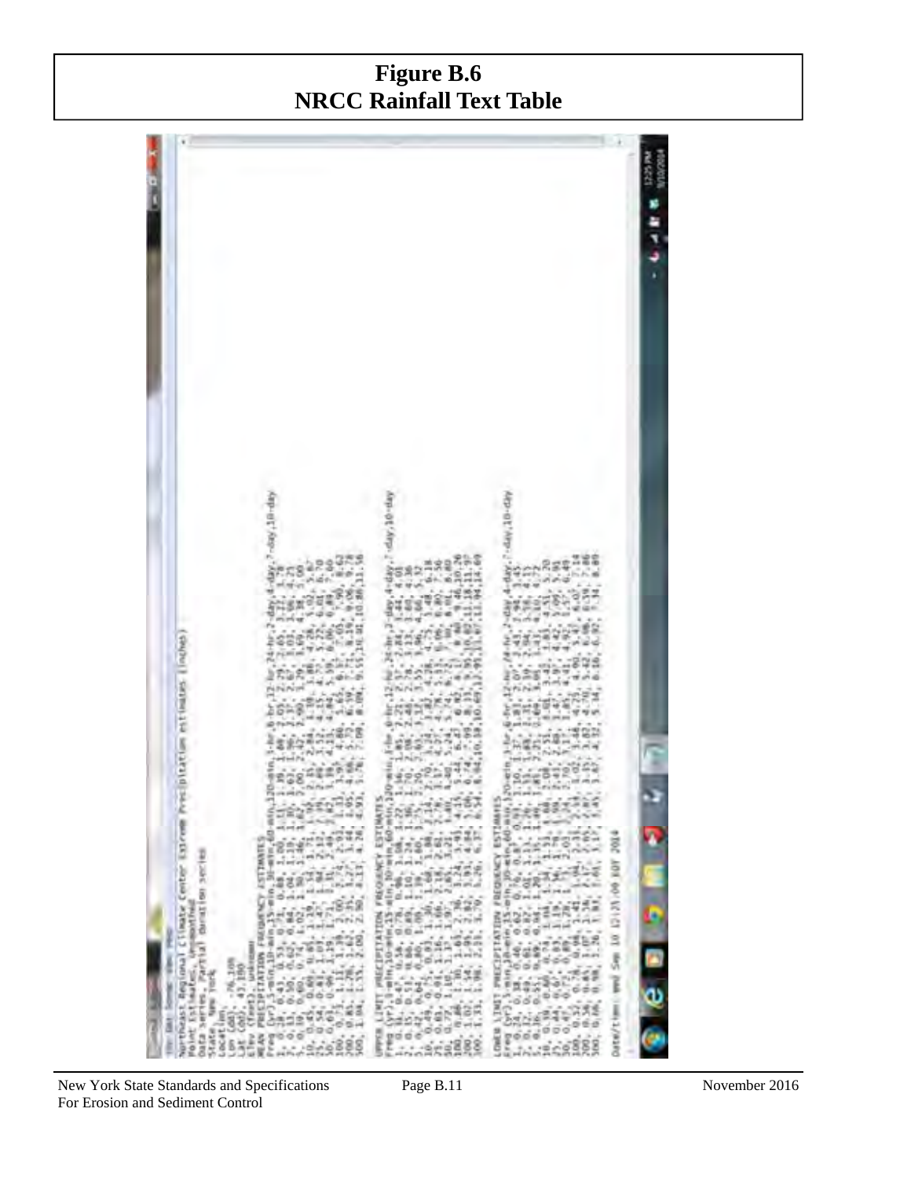# Figure B.6
# NRCC Rainfall Text Table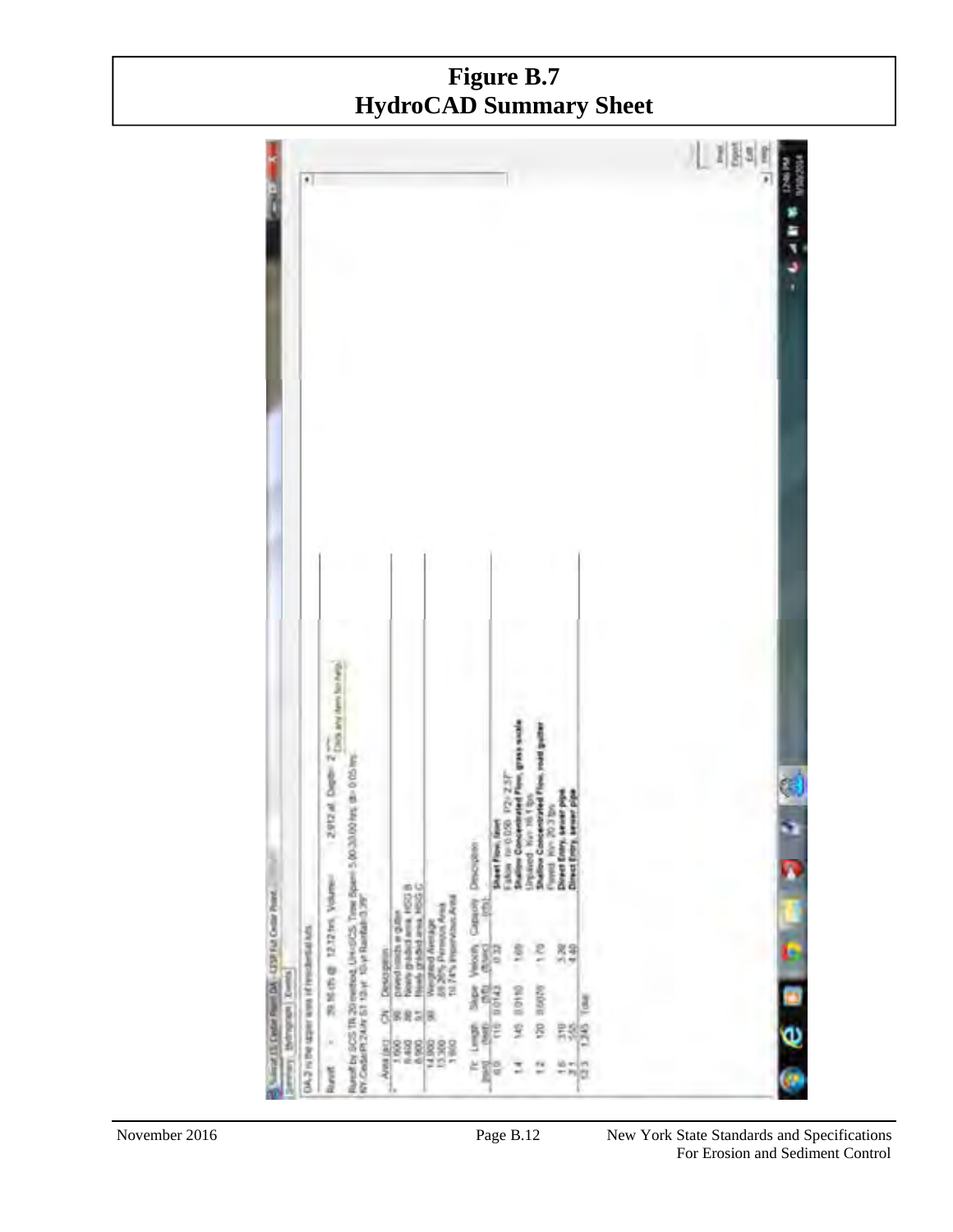# Figure B.7
# HydroCAD Summary Sheet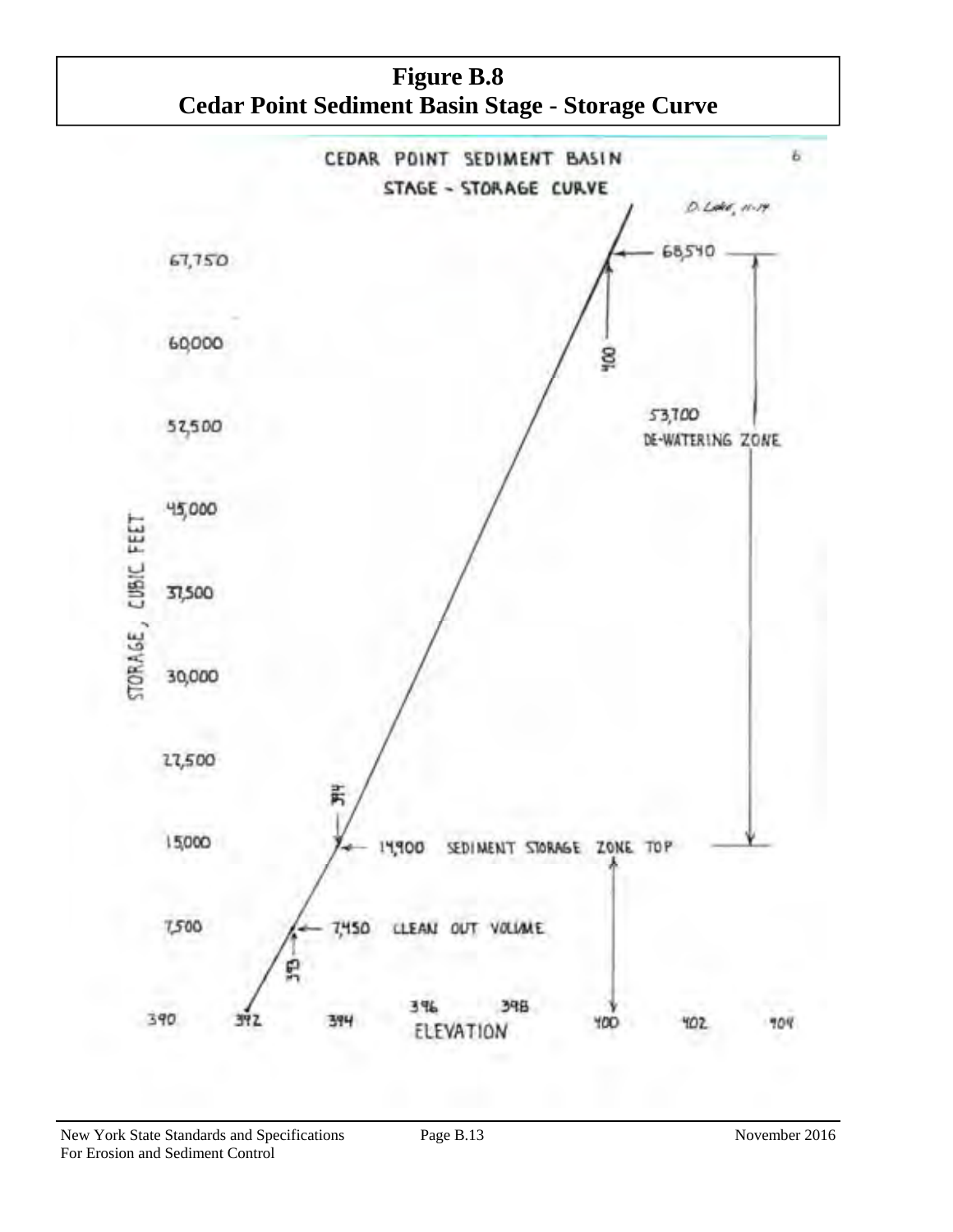# Figure B.8
# Cedar Point Sediment Basin Stage - Storage Curve

CEDAR POINT SEDIMENT BASIN

STAGE - STORAGE CURVE

D. Lake, 11-74

6

STORAGE, CUBIC FEET: 67,750; 60,000; 52,500; 45,000; 37,500; 30,000; 22,500; 15,000; 7,500

ELEVATION: 390; 392; 394; 396; 398; 400; 402; 404

68,540 — 400

53,700 DE-WATERING ZONE

14,900 SEDIMENT STORAGE ZONE TOP — 394

7,450 CLEAN OUT VOLUME — 393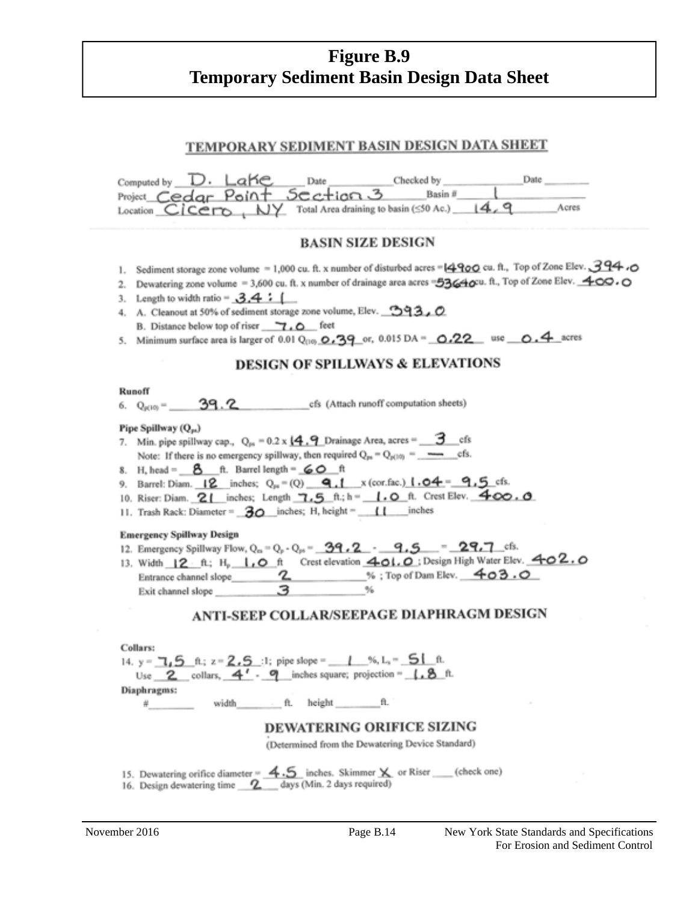# Figure B.9
# Temporary Sediment Basin Design Data Sheet

## TEMPORARY SEDIMENT BASIN DESIGN DATA SHEET

Computed by D. Lake Date ________ Checked by ________ Date ________

Project Cedar Point Section 3 Basin # 1

Location Cicero, NY Total Area draining to basin (≤50 Ac.) 14.9 Acres

### BASIN SIZE DESIGN

1. Sediment storage zone volume = 1,000 cu. ft. x number of disturbed acres = 14900 cu. ft., Top of Zone Elev. 394.0
2. Dewatering zone volume = 3,600 cu. ft. x number of drainage area acres = 53640 cu. ft., Top of Zone Elev. 400.0
3. Length to width ratio = 3.4 : 1
4. A. Cleanout at 50% of sediment storage zone volume, Elev. 393.0

   B. Distance below top of riser 7.0 feet
5. Minimum surface area is larger of 0.01 $Q_{(10)}$ 0.39 or, 0.015 DA = 0.22 use 0.4 acres

### DESIGN OF SPILLWAYS & ELEVATIONS

**Runoff**

6. $Q_{p(10)}$ = 39.2 cfs (Attach runoff computation sheets)

**Pipe Spillway ($Q_{ps}$)**

7. Min. pipe spillway cap., $Q_{ps}$ = 0.2 x 14.9 Drainage Area, acres = 3 cfs

   Note: If there is no emergency spillway, then required $Q_{ps}$ = $Q_{p(10)}$ = — cfs.
8. H, head = 8 ft. Barrel length = 60 ft
9. Barrel: Diam. 12 inches; $Q_{ps}$ = (Q) 9.1 x (cor.fac.) 1.04 = 9.5 cfs.
10. Riser: Diam. 21 inches; Length 7.5 ft.; h = 1.0 ft. Crest Elev. 400.0
11. Trash Rack: Diameter = 30 inches; H, height = 11 inches

**Emergency Spillway Design**

12. Emergency Spillway Flow, $Q_{es}$ = $Q_p$ - $Q_{ps}$ = 39.2 - 9.5 = 29.7 cfs.
13. Width 12 ft.; $H_p$ 1.0 ft Crest elevation 401.0; Design High Water Elev. 402.0

    Entrance channel slope 2 %; Top of Dam Elev. 403.0

    Exit channel slope 3 %

### ANTI-SEEP COLLAR/SEEPAGE DIAPHRAGM DESIGN

**Collars:**

14. y = 7.5 ft.; z = 2.5 :1; pipe slope = 1 %, $L_s$ = 51 ft.

    Use 2 collars, 4' - 9 inches square; projection = 1.8 ft.

**Diaphragms:**

\# ________ width ________ ft. height ________ ft.

### DEWATERING ORIFICE SIZING

(Determined from the Dewatering Device Standard)

15. Dewatering orifice diameter = 4.5 inches. Skimmer X or Riser ____ (check one)
16. Design dewatering time 2 days (Min. 2 days required)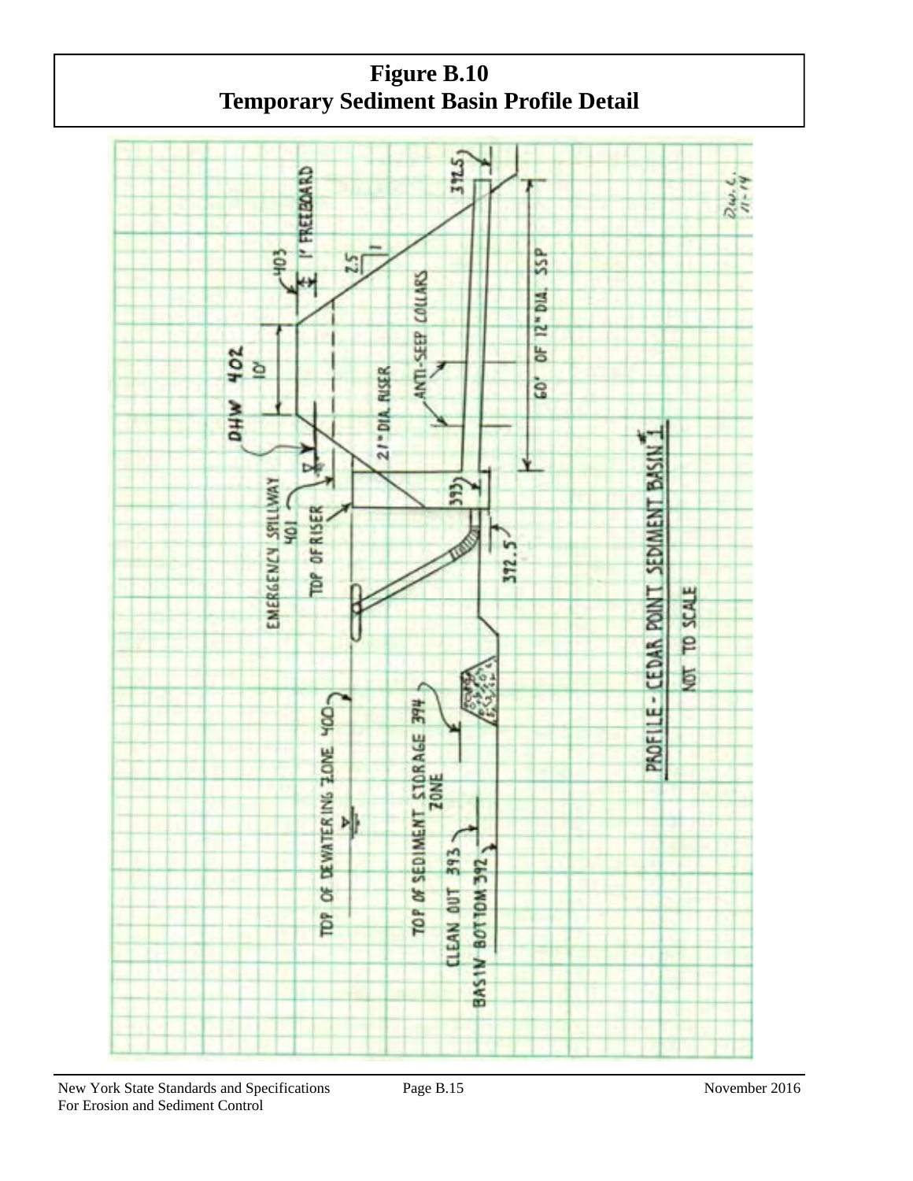# Figure B.10
## Temporary Sediment Basin Profile Detail

392.5

1' FREEBOARD

403

2.5
1

DHW 402
10'

ANTI-SEEP COLLARS

60' OF 12" DIA. SSP

21" DIA. RISER

EMERGENCY SPILLWAY
401

TOP OF RISER

393

392.5

TOP OF DEWATERING ZONE 400

TOP OF SEDIMENT STORAGE 394
ZONE

CLEAN OUT 393

BASIN BOTTOM 392

PROFILE - CEDAR POINT SEDIMENT BASIN #1

NOT TO SCALE

D.W.C.
11-14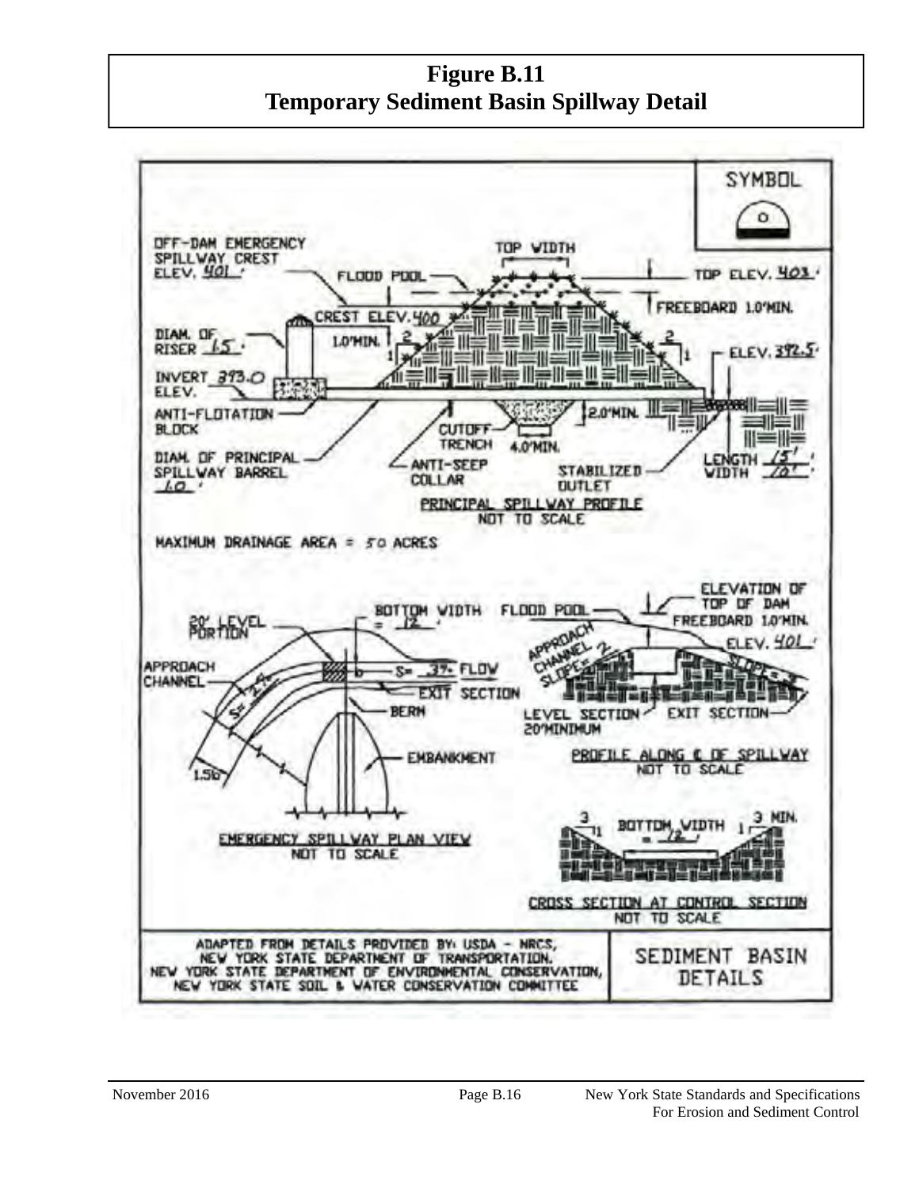# Figure B.11
# Temporary Sediment Basin Spillway Detail

SYMBOL

OFF-DAM EMERGENCY SPILLWAY CREST ELEV. 401'

TOP WIDTH

FLOOD POOL

TOP ELEV. 403'

FREEBOARD 1.0' MIN.

CREST ELEV. 400

DIAM. OF RISER 1.5'

1.0' MIN.

2 : 1

2 : 1

ELEV. 392.5'

INVERT 393.0 ELEV.

ANTI-FLOTATION BLOCK

2.0' MIN.

CUTOFF TRENCH

4.0' MIN.

DIAM. OF PRINCIPAL SPILLWAY BARREL 1.0'

ANTI-SEEP COLLAR

STABILIZED OUTLET

LENGTH 15'

WIDTH 10'

PRINCIPAL SPILLWAY PROFILE
NOT TO SCALE

MAXIMUM DRAINAGE AREA = 50 ACRES

20' LEVEL PORTION

BOTTOM WIDTH = 12'

APPROACH CHANNEL

S= 2%

S= 3% FLOW

EXIT SECTION

BERM

1.5b

EMBANKMENT

EMERGENCY SPILLWAY PLAN VIEW
NOT TO SCALE

FLOOD POOL

ELEVATION OF TOP OF DAM

FREEBOARD 1.0' MIN.

ELEV. 401'

APPROACH CHANNEL SLOPE= 2

SLOPE= 3

LEVEL SECTION 20' MINIMUM

EXIT SECTION

PROFILE ALONG ℄ OF SPILLWAY
NOT TO SCALE

3 : 1

BOTTOM WIDTH = 12'

3 MIN. : 1

CROSS SECTION AT CONTROL SECTION
NOT TO SCALE

ADAPTED FROM DETAILS PROVIDED BY: USDA - NRCS, NEW YORK STATE DEPARTMENT OF TRANSPORTATION, NEW YORK STATE DEPARTMENT OF ENVIRONMENTAL CONSERVATION, NEW YORK STATE SOIL & WATER CONSERVATION COMMITTEE

SEDIMENT BASIN DETAILS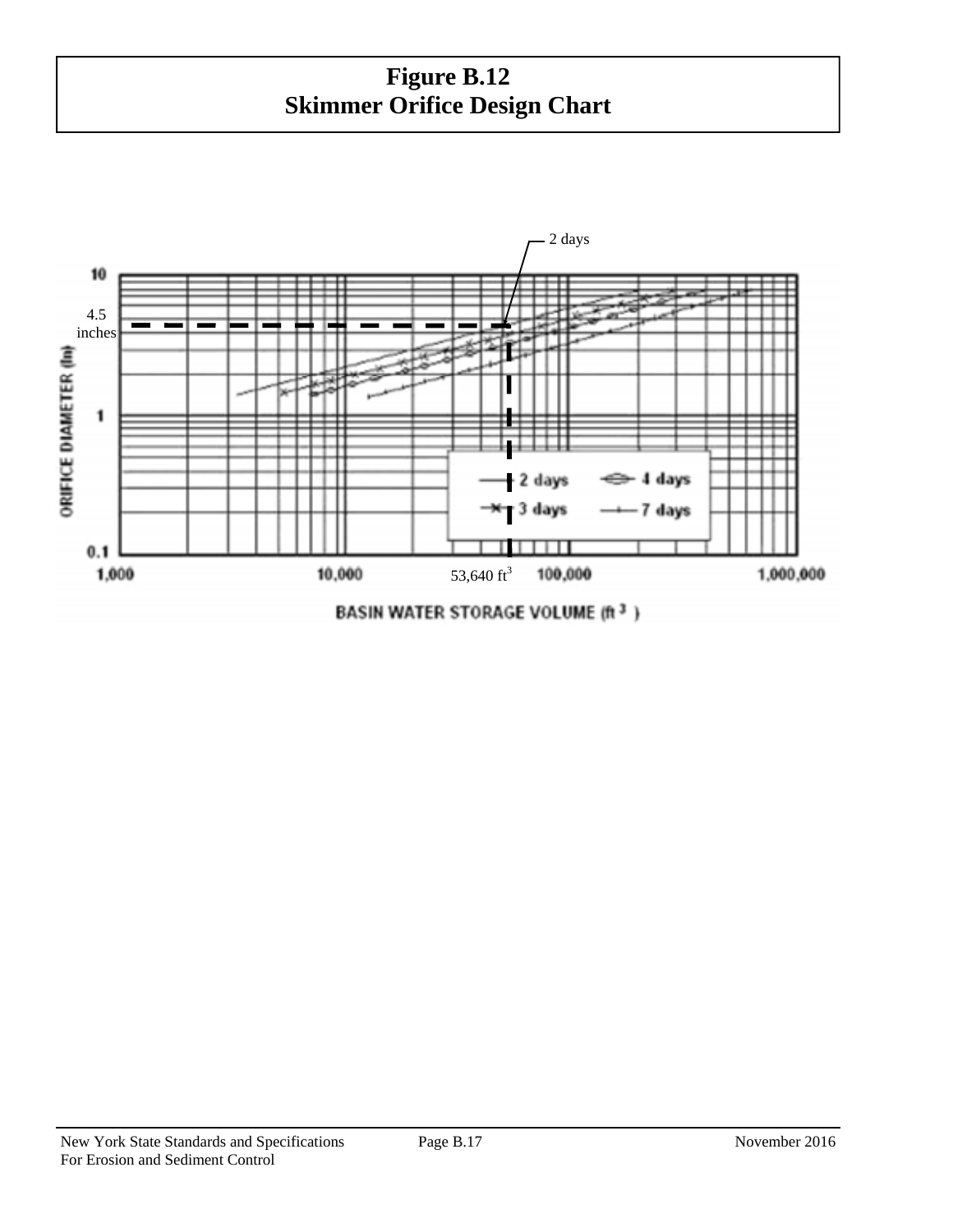# Figure B.12
## Skimmer Orifice Design Chart

2 days

4.5 inches

ORIFICE DIAMETER (in)

10

1

0.1

1,000

10,000

53,640 ft$^3$

100,000

1,000,000

BASIN WATER STORAGE VOLUME (ft$^3$)

2 days

3 days

4 days

7 days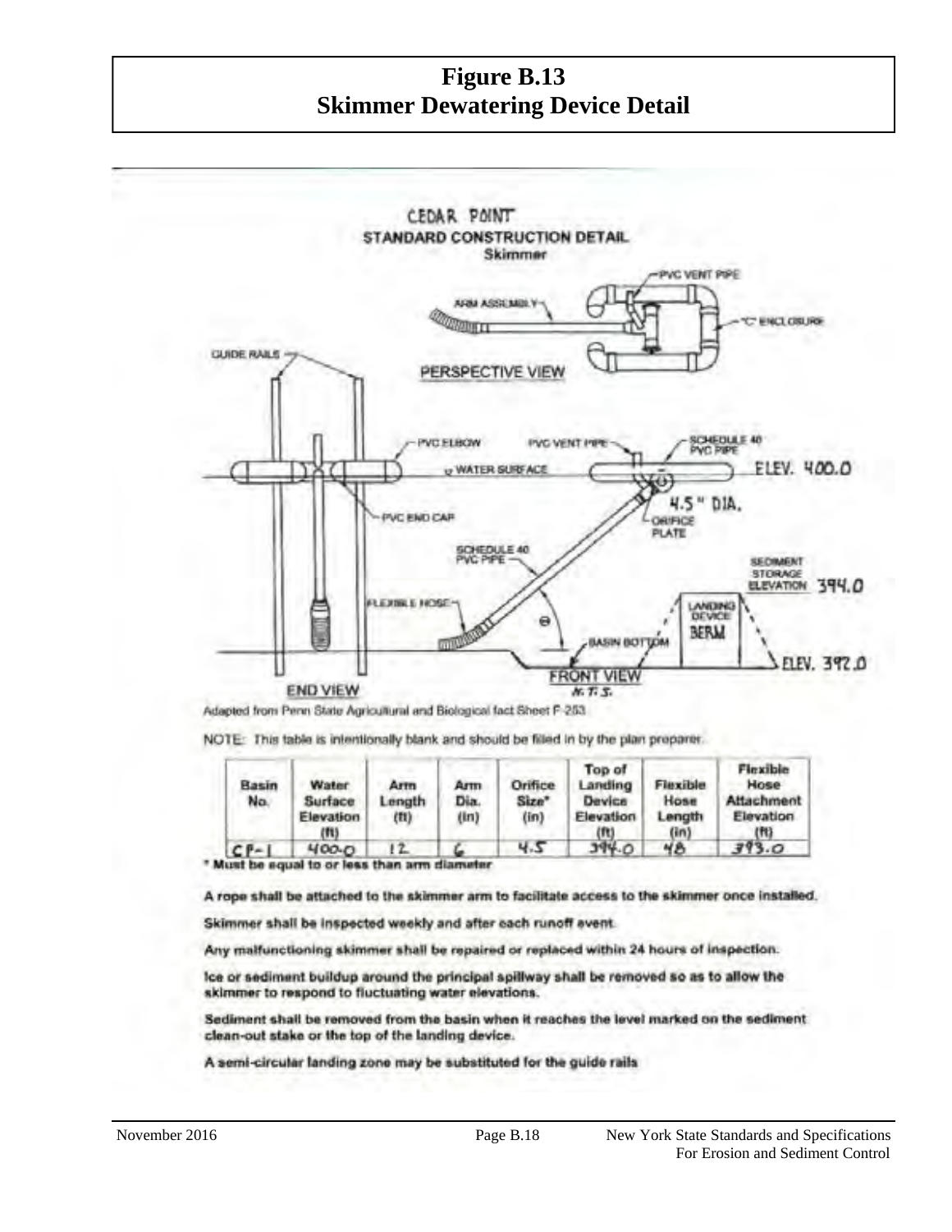# Figure B.13
# Skimmer Dewatering Device Detail

CEDAR POINT

STANDARD CONSTRUCTION DETAIL

Skimmer

PVC VENT PIPE

ARM ASSEMBLY

"C" ENCLOSURE

GUIDE RAILS

PERSPECTIVE VIEW

PVC ELBOW

PVC VENT PIPE

SCHEDULE 40 PVC PIPE

WATER SURFACE

ELEV. 400.0

4.5" DIA.

ORIFICE PLATE

PVC END CAP

SCHEDULE 40 PVC PIPE

SEDIMENT STORAGE ELEVATION 394.0

FLEXIBLE HOSE

θ

LANDING DEVICE

BERM

BASIN BOTTOM

ELEV. 392.0

END VIEW

FRONT VIEW

N.T.S.

Adapted from Penn State Agricultural and Biological fact Sheet F-253

NOTE: This table is intentionally blank and should be filled in by the plan preparer.

| Basin No. | Water Surface Elevation (ft) | Arm Length (ft) | Arm Dia. (in) | Orifice Size* (in) | Top of Landing Device Elevation (ft) | Flexible Hose Length (in) | Flexible Hose Attachment Elevation (ft) |
|---|---|---|---|---|---|---|---|
| CP-1 | 400.0 | 12 | 6 | 4.5 | 394.0 | 48 | 393.0 |

\* Must be equal to or less than arm diameter

A rope shall be attached to the skimmer arm to facilitate access to the skimmer once installed.

Skimmer shall be inspected weekly and after each runoff event.

Any malfunctioning skimmer shall be repaired or replaced within 24 hours of inspection.

Ice or sediment buildup around the principal spillway shall be removed so as to allow the skimmer to respond to fluctuating water elevations.

Sediment shall be removed from the basin when it reaches the level marked on the sediment clean-out stake or the top of the landing device.

A semi-circular landing zone may be substituted for the guide rails